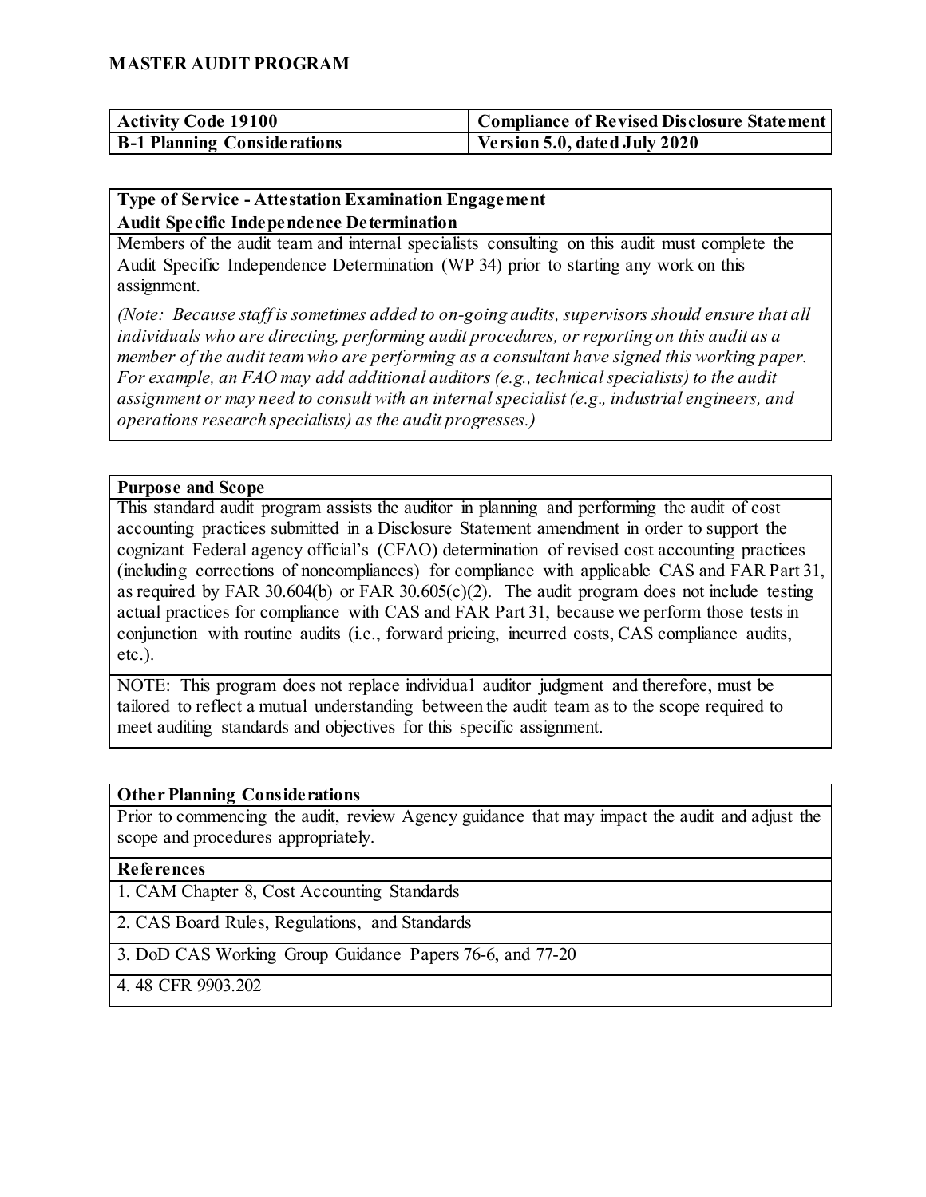# MASTER AUDIT PROGRAM

| Activity Code 19100 | Compliance of Revised Disclosure Statement |
|---|---|
| B-1 Planning Considerations | Version 5.0, dated July 2020 |

**Type of Service - Attestation Examination Engagement**

**Audit Specific Independence Determination**

Members of the audit team and internal specialists consulting on this audit must complete the Audit Specific Independence Determination (WP 34) prior to starting any work on this assignment.

*(Note: Because staff is sometimes added to on-going audits, supervisors should ensure that all individuals who are directing, performing audit procedures, or reporting on this audit as a member of the audit team who are performing as a consultant have signed this working paper. For example, an FAO may add additional auditors (e.g., technical specialists) to the audit assignment or may need to consult with an internal specialist (e.g., industrial engineers, and operations research specialists) as the audit progresses.)*

**Purpose and Scope**

This standard audit program assists the auditor in planning and performing the audit of cost accounting practices submitted in a Disclosure Statement amendment in order to support the cognizant Federal agency official's (CFAO) determination of revised cost accounting practices (including corrections of noncompliances) for compliance with applicable CAS and FAR Part 31, as required by FAR 30.604(b) or FAR 30.605(c)(2). The audit program does not include testing actual practices for compliance with CAS and FAR Part 31, because we perform those tests in conjunction with routine audits (i.e., forward pricing, incurred costs, CAS compliance audits, etc.).

NOTE: This program does not replace individual auditor judgment and therefore, must be tailored to reflect a mutual understanding between the audit team as to the scope required to meet auditing standards and objectives for this specific assignment.

**Other Planning Considerations**

Prior to commencing the audit, review Agency guidance that may impact the audit and adjust the scope and procedures appropriately.

**References**

1. CAM Chapter 8, Cost Accounting Standards
2. CAS Board Rules, Regulations, and Standards
3. DoD CAS Working Group Guidance Papers 76-6, and 77-20
4. 48 CFR 9903.202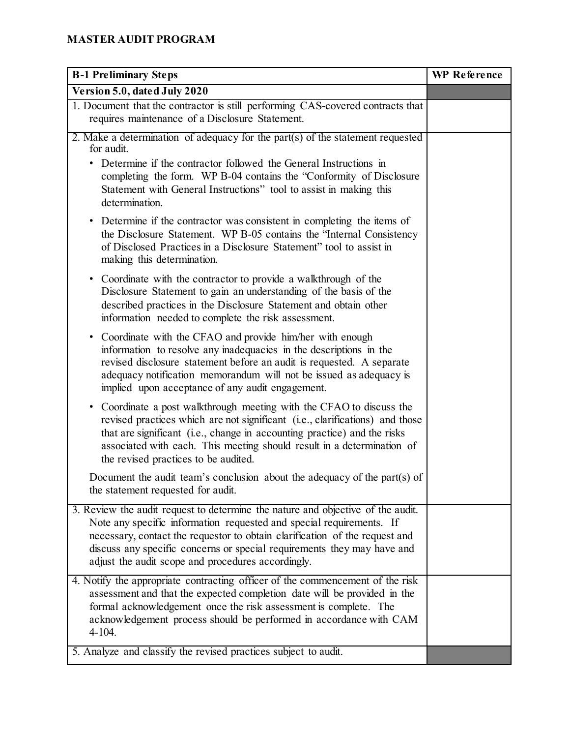# MASTER AUDIT PROGRAM

| B-1 Preliminary Steps | WP Reference |
|---|---|
| **Version 5.0, dated July 2020** | |
| 1. Document that the contractor is still performing CAS-covered contracts that requires maintenance of a Disclosure Statement. | |
| 2. Make a determination of adequacy for the part(s) of the statement requested for audit.<br>• Determine if the contractor followed the General Instructions in completing the form. WP B-04 contains the "Conformity of Disclosure Statement with General Instructions" tool to assist in making this determination.<br>• Determine if the contractor was consistent in completing the items of the Disclosure Statement. WP B-05 contains the "Internal Consistency of Disclosed Practices in a Disclosure Statement" tool to assist in making this determination.<br>• Coordinate with the contractor to provide a walkthrough of the Disclosure Statement to gain an understanding of the basis of the described practices in the Disclosure Statement and obtain other information needed to complete the risk assessment.<br>• Coordinate with the CFAO and provide him/her with enough information to resolve any inadequacies in the descriptions in the revised disclosure statement before an audit is requested. A separate adequacy notification memorandum will not be issued as adequacy is implied upon acceptance of any audit engagement.<br>• Coordinate a post walkthrough meeting with the CFAO to discuss the revised practices which are not significant (i.e., clarifications) and those that are significant (i.e., change in accounting practice) and the risks associated with each. This meeting should result in a determination of the revised practices to be audited.<br>Document the audit team's conclusion about the adequacy of the part(s) of the statement requested for audit. | |
| 3. Review the audit request to determine the nature and objective of the audit. Note any specific information requested and special requirements. If necessary, contact the requestor to obtain clarification of the request and discuss any specific concerns or special requirements they may have and adjust the audit scope and procedures accordingly. | |
| 4. Notify the appropriate contracting officer of the commencement of the risk assessment and that the expected completion date will be provided in the formal acknowledgement once the risk assessment is complete. The acknowledgement process should be performed in accordance with CAM 4-104. | |
| 5. Analyze and classify the revised practices subject to audit. | |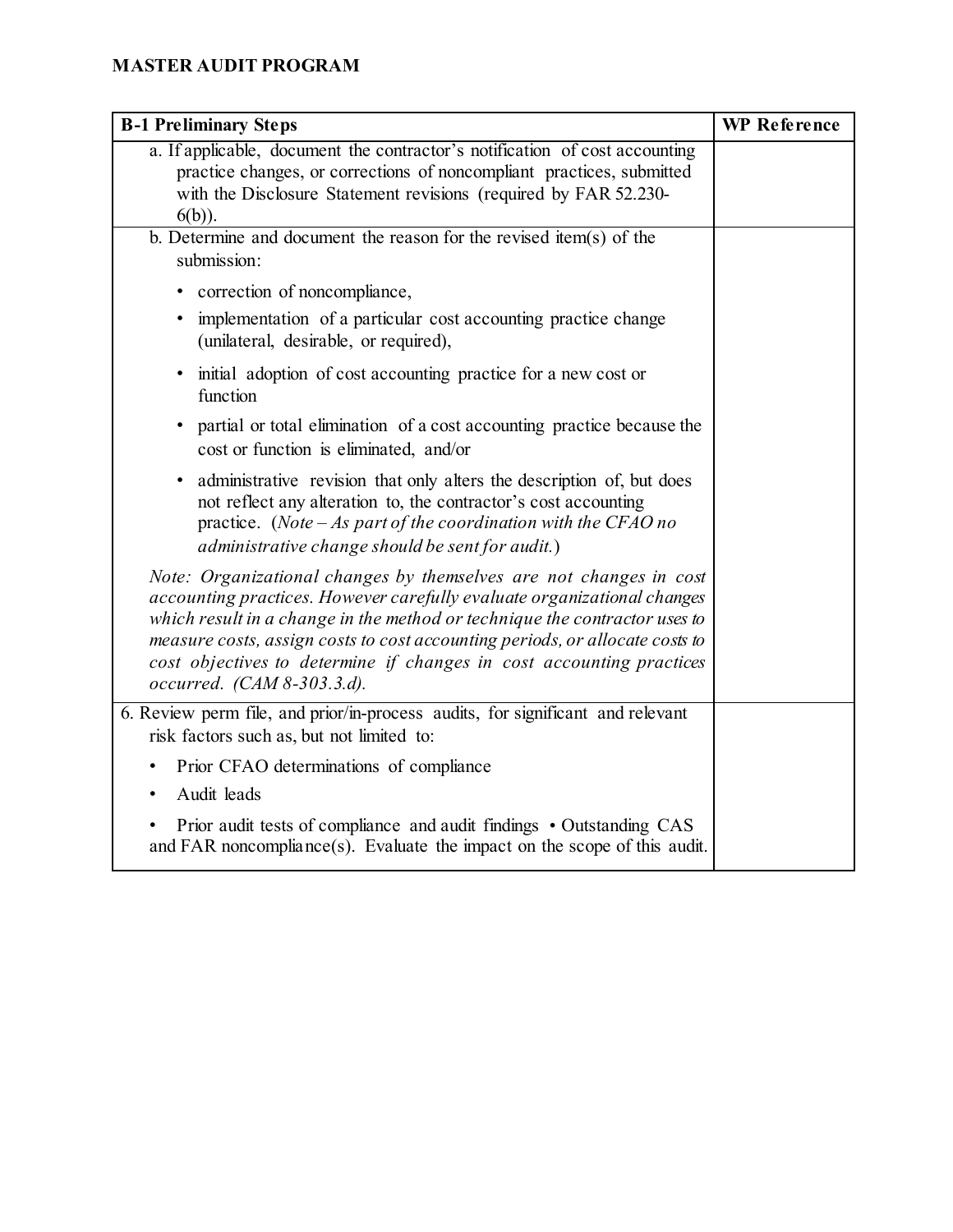**MASTER AUDIT PROGRAM**

| B-1 Preliminary Steps | WP Reference |
|---|---|
| a. If applicable, document the contractor's notification of cost accounting practice changes, or corrections of noncompliant practices, submitted with the Disclosure Statement revisions (required by FAR 52.230-6(b)). | |
| b. Determine and document the reason for the revised item(s) of the submission:<br>• correction of noncompliance,<br>• implementation of a particular cost accounting practice change (unilateral, desirable, or required),<br>• initial adoption of cost accounting practice for a new cost or function<br>• partial or total elimination of a cost accounting practice because the cost or function is eliminated, and/or<br>• administrative revision that only alters the description of, but does not reflect any alteration to, the contractor's cost accounting practice. (*Note – As part of the coordination with the CFAO no administrative change should be sent for audit.*)<br><br>*Note: Organizational changes by themselves are not changes in cost accounting practices. However carefully evaluate organizational changes which result in a change in the method or technique the contractor uses to measure costs, assign costs to cost accounting periods, or allocate costs to cost objectives to determine if changes in cost accounting practices occurred. (CAM 8-303.3.d).* | |
| 6. Review perm file, and prior/in-process audits, for significant and relevant risk factors such as, but not limited to:<br>• Prior CFAO determinations of compliance<br>• Audit leads<br>• Prior audit tests of compliance and audit findings • Outstanding CAS and FAR noncompliance(s). Evaluate the impact on the scope of this audit. | |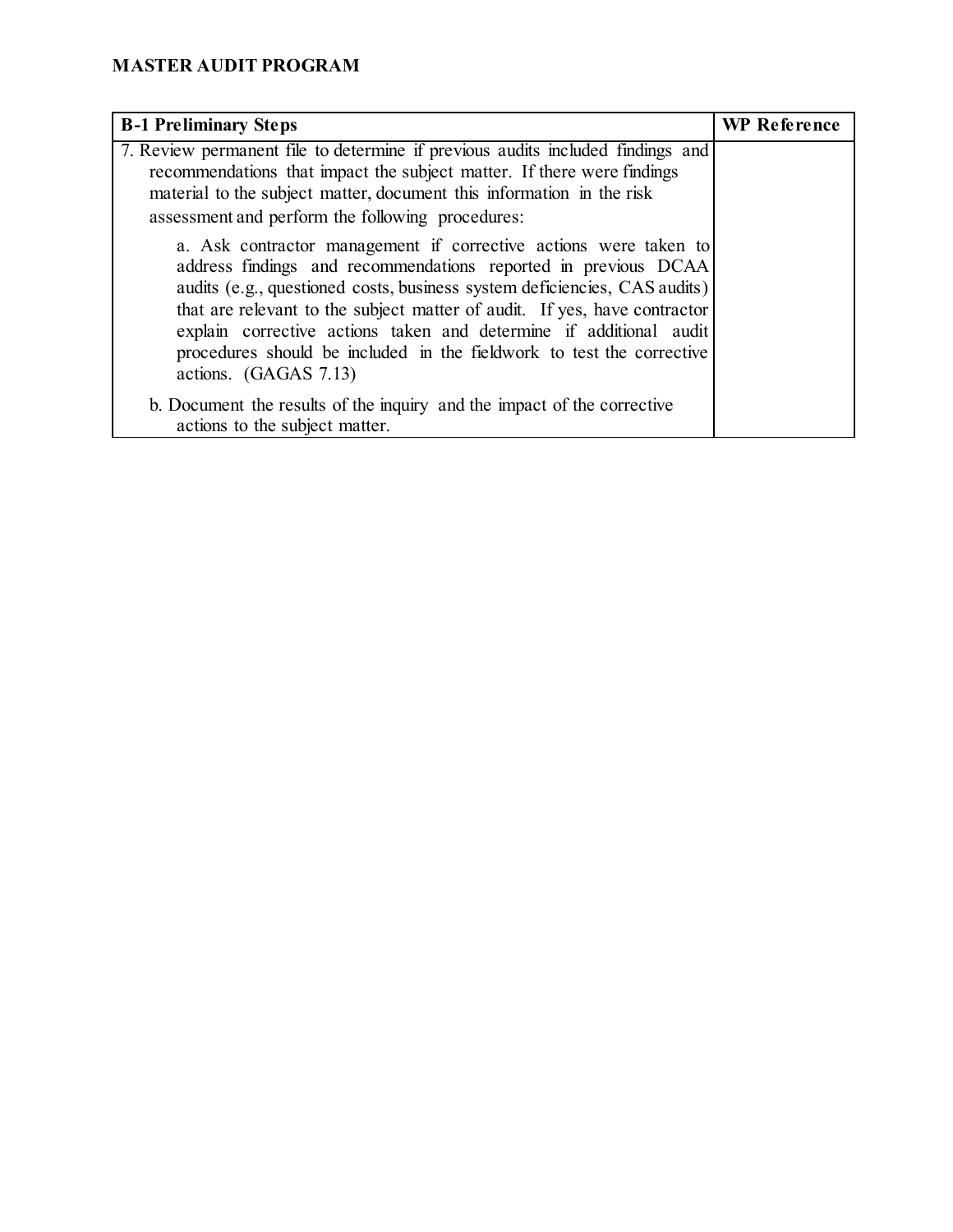## MASTER AUDIT PROGRAM

| B-1 Preliminary Steps | WP Reference |
|---|---|
| 7. Review permanent file to determine if previous audits included findings and recommendations that impact the subject matter. If there were findings material to the subject matter, document this information in the risk assessment and perform the following procedures:<br><br>a. Ask contractor management if corrective actions were taken to address findings and recommendations reported in previous DCAA audits (e.g., questioned costs, business system deficiencies, CAS audits) that are relevant to the subject matter of audit. If yes, have contractor explain corrective actions taken and determine if additional audit procedures should be included in the fieldwork to test the corrective actions. (GAGAS 7.13)<br><br>b. Document the results of the inquiry and the impact of the corrective actions to the subject matter. | |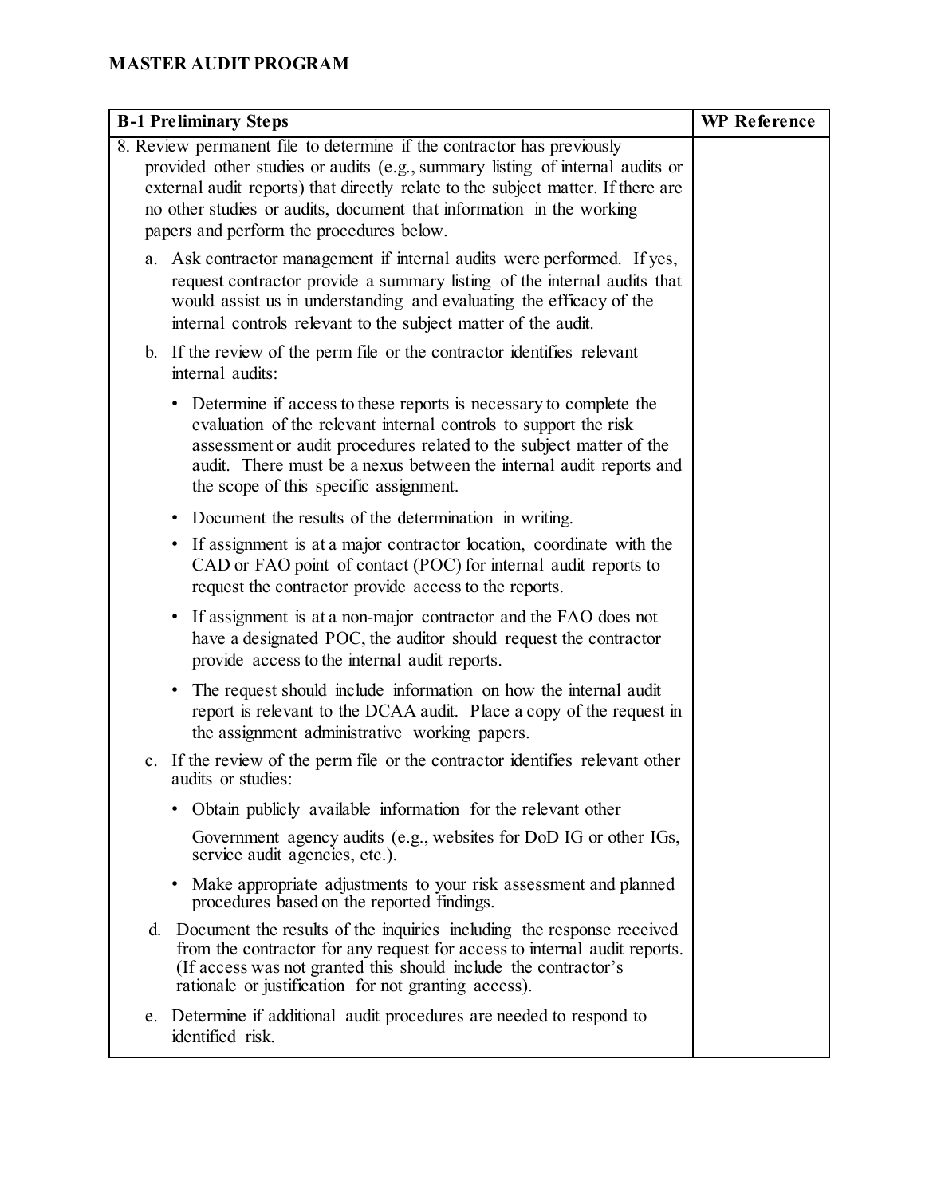**MASTER AUDIT PROGRAM**

| B-1 Preliminary Steps | WP Reference |
|---|---|
| 8. Review permanent file to determine if the contractor has previously provided other studies or audits (e.g., summary listing of internal audits or external audit reports) that directly relate to the subject matter. If there are no other studies or audits, document that information in the working papers and perform the procedures below.<br><br>a. Ask contractor management if internal audits were performed. If yes, request contractor provide a summary listing of the internal audits that would assist us in understanding and evaluating the efficacy of the internal controls relevant to the subject matter of the audit.<br><br>b. If the review of the perm file or the contractor identifies relevant internal audits:<br>• Determine if access to these reports is necessary to complete the evaluation of the relevant internal controls to support the risk assessment or audit procedures related to the subject matter of the audit. There must be a nexus between the internal audit reports and the scope of this specific assignment.<br>• Document the results of the determination in writing.<br>• If assignment is at a major contractor location, coordinate with the CAD or FAO point of contact (POC) for internal audit reports to request the contractor provide access to the reports.<br>• If assignment is at a non-major contractor and the FAO does not have a designated POC, the auditor should request the contractor provide access to the internal audit reports.<br>• The request should include information on how the internal audit report is relevant to the DCAA audit. Place a copy of the request in the assignment administrative working papers.<br><br>c. If the review of the perm file or the contractor identifies relevant other audits or studies:<br>• Obtain publicly available information for the relevant other Government agency audits (e.g., websites for DoD IG or other IGs, service audit agencies, etc.).<br>• Make appropriate adjustments to your risk assessment and planned procedures based on the reported findings.<br><br>d. Document the results of the inquiries including the response received from the contractor for any request for access to internal audit reports. (If access was not granted this should include the contractor's rationale or justification for not granting access).<br><br>e. Determine if additional audit procedures are needed to respond to identified risk. | |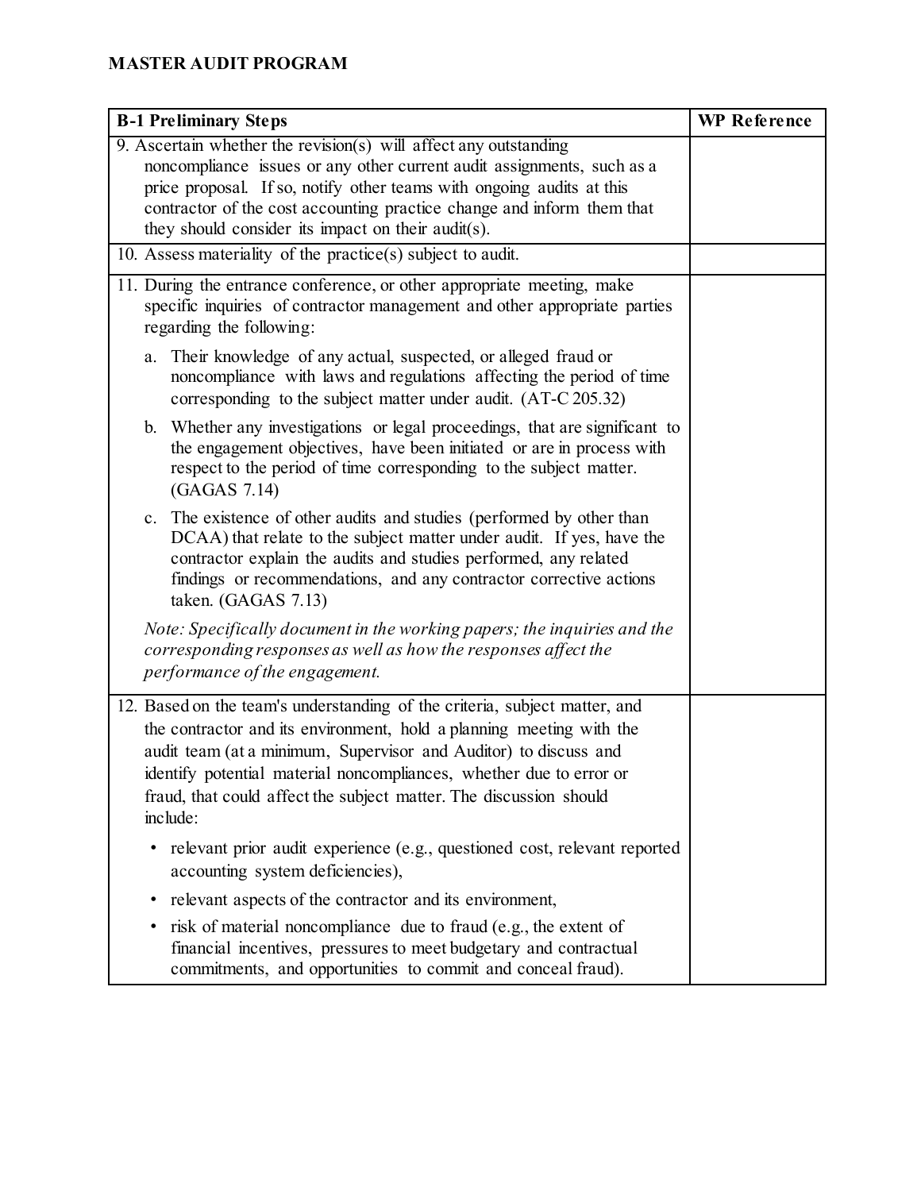**MASTER AUDIT PROGRAM**

| B-1 Preliminary Steps | WP Reference |
|---|---|
| 9. Ascertain whether the revision(s) will affect any outstanding noncompliance issues or any other current audit assignments, such as a price proposal. If so, notify other teams with ongoing audits at this contractor of the cost accounting practice change and inform them that they should consider its impact on their audit(s). | |
| 10. Assess materiality of the practice(s) subject to audit. | |
| 11. During the entrance conference, or other appropriate meeting, make specific inquiries of contractor management and other appropriate parties regarding the following:<br><br>a. Their knowledge of any actual, suspected, or alleged fraud or noncompliance with laws and regulations affecting the period of time corresponding to the subject matter under audit. (AT-C 205.32)<br><br>b. Whether any investigations or legal proceedings, that are significant to the engagement objectives, have been initiated or are in process with respect to the period of time corresponding to the subject matter. (GAGAS 7.14)<br><br>c. The existence of other audits and studies (performed by other than DCAA) that relate to the subject matter under audit. If yes, have the contractor explain the audits and studies performed, any related findings or recommendations, and any contractor corrective actions taken. (GAGAS 7.13)<br><br>*Note: Specifically document in the working papers; the inquiries and the corresponding responses as well as how the responses affect the performance of the engagement.* | |
| 12. Based on the team's understanding of the criteria, subject matter, and the contractor and its environment, hold a planning meeting with the audit team (at a minimum, Supervisor and Auditor) to discuss and identify potential material noncompliances, whether due to error or fraud, that could affect the subject matter. The discussion should include:<br><br>• relevant prior audit experience (e.g., questioned cost, relevant reported accounting system deficiencies),<br><br>• relevant aspects of the contractor and its environment,<br><br>• risk of material noncompliance due to fraud (e.g., the extent of financial incentives, pressures to meet budgetary and contractual commitments, and opportunities to commit and conceal fraud). | |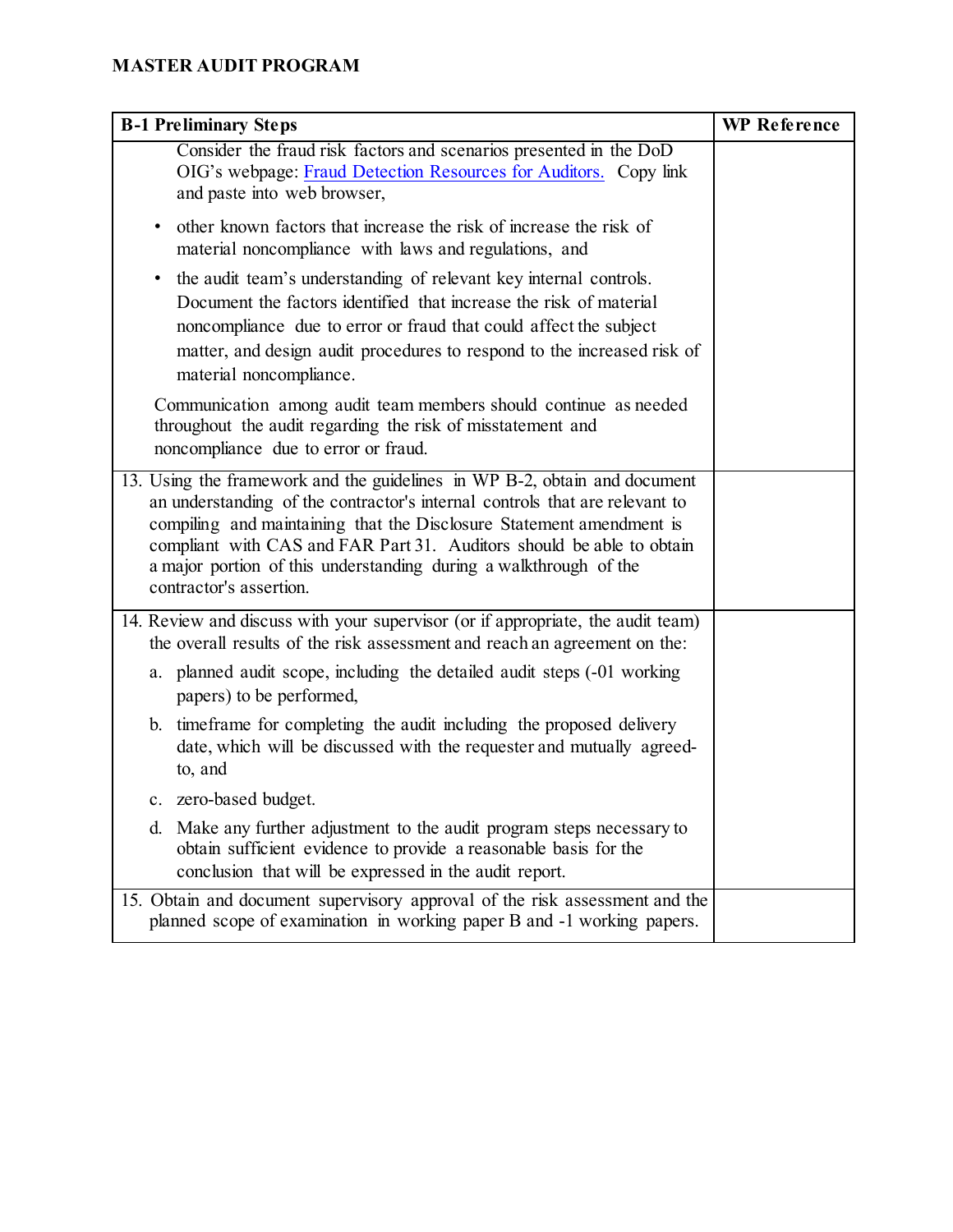# MASTER AUDIT PROGRAM

| B-1 Preliminary Steps | WP Reference |
|---|---|
| Consider the fraud risk factors and scenarios presented in the DoD OIG's webpage: [Fraud Detection Resources for Auditors.](#) Copy link and paste into web browser,<br><br>• other known factors that increase the risk of increase the risk of material noncompliance with laws and regulations, and<br><br>• the audit team's understanding of relevant key internal controls. Document the factors identified that increase the risk of material noncompliance due to error or fraud that could affect the subject matter, and design audit procedures to respond to the increased risk of material noncompliance.<br><br>Communication among audit team members should continue as needed throughout the audit regarding the risk of misstatement and noncompliance due to error or fraud. | |
| 13. Using the framework and the guidelines in WP B-2, obtain and document an understanding of the contractor's internal controls that are relevant to compiling and maintaining that the Disclosure Statement amendment is compliant with CAS and FAR Part 31. Auditors should be able to obtain a major portion of this understanding during a walkthrough of the contractor's assertion. | |
| 14. Review and discuss with your supervisor (or if appropriate, the audit team) the overall results of the risk assessment and reach an agreement on the:<br><br>a. planned audit scope, including the detailed audit steps (-01 working papers) to be performed,<br><br>b. timeframe for completing the audit including the proposed delivery date, which will be discussed with the requester and mutually agreed-to, and<br><br>c. zero-based budget.<br><br>d. Make any further adjustment to the audit program steps necessary to obtain sufficient evidence to provide a reasonable basis for the conclusion that will be expressed in the audit report. | |
| 15. Obtain and document supervisory approval of the risk assessment and the planned scope of examination in working paper B and -1 working papers. | |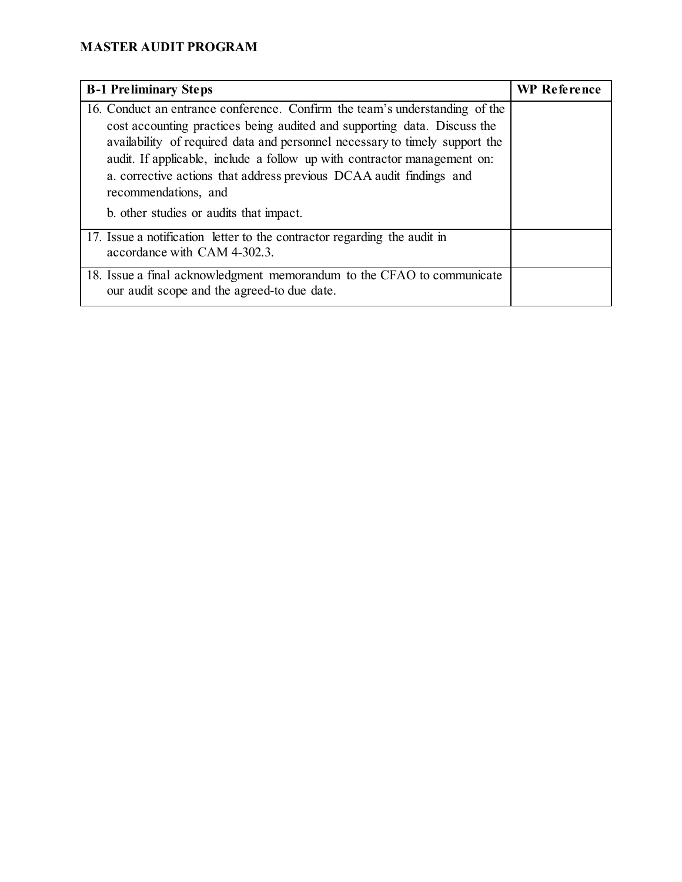**MASTER AUDIT PROGRAM**

| B-1 Preliminary Steps | WP Reference |
| --- | --- |
| 16. Conduct an entrance conference. Confirm the team's understanding of the cost accounting practices being audited and supporting data. Discuss the availability of required data and personnel necessary to timely support the audit. If applicable, include a follow up with contractor management on:<br>a. corrective actions that address previous DCAA audit findings and recommendations, and<br>b. other studies or audits that impact. | |
| 17. Issue a notification letter to the contractor regarding the audit in accordance with CAM 4-302.3. | |
| 18. Issue a final acknowledgment memorandum to the CFAO to communicate our audit scope and the agreed-to due date. | |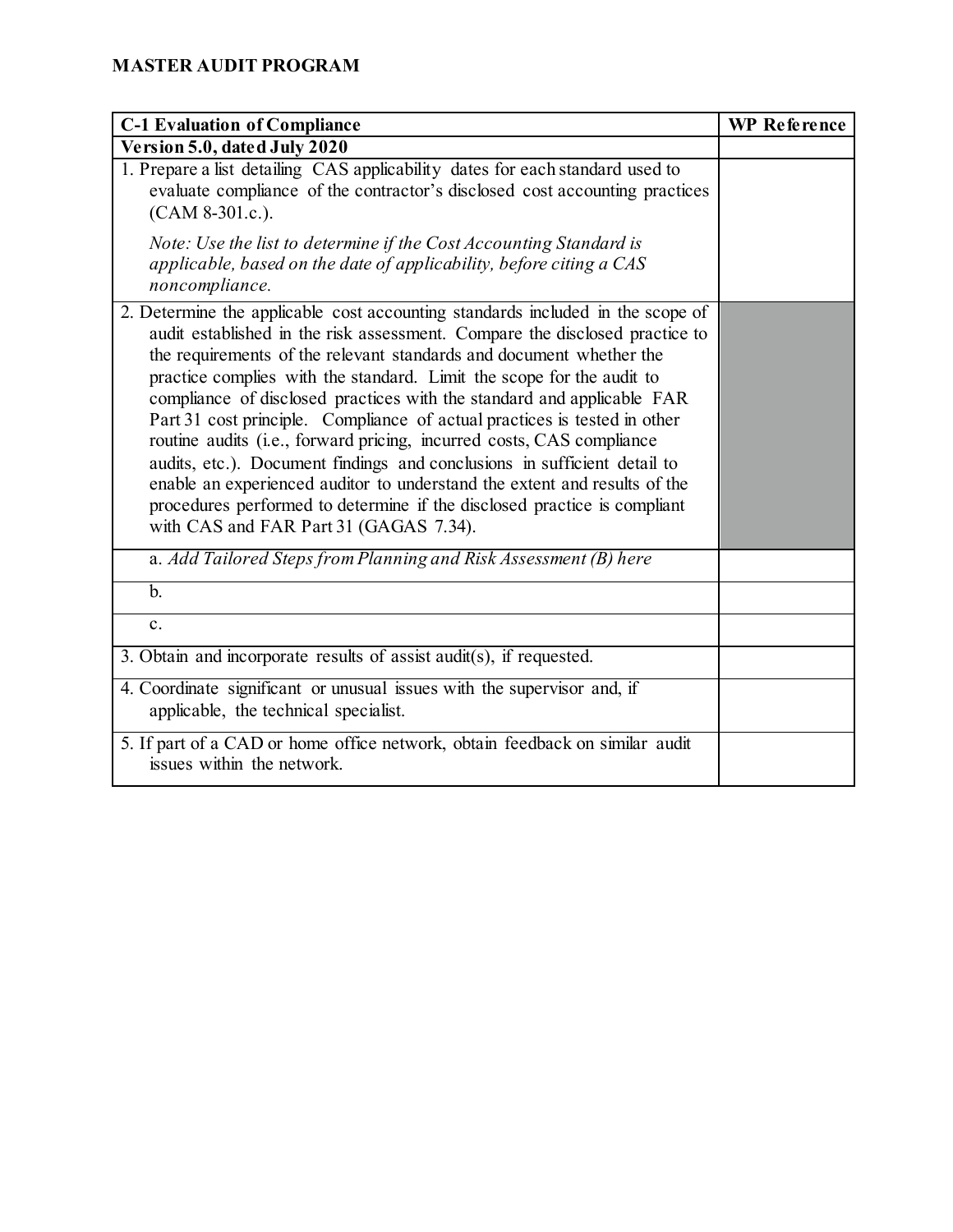**MASTER AUDIT PROGRAM**

| C-1 Evaluation of Compliance | WP Reference |
| --- | --- |
| **Version 5.0, dated July 2020** | |
| 1. Prepare a list detailing CAS applicability dates for each standard used to evaluate compliance of the contractor's disclosed cost accounting practices (CAM 8-301.c.).<br><br>*Note: Use the list to determine if the Cost Accounting Standard is applicable, based on the date of applicability, before citing a CAS noncompliance.* | |
| 2. Determine the applicable cost accounting standards included in the scope of audit established in the risk assessment. Compare the disclosed practice to the requirements of the relevant standards and document whether the practice complies with the standard. Limit the scope for the audit to compliance of disclosed practices with the standard and applicable FAR Part 31 cost principle. Compliance of actual practices is tested in other routine audits (i.e., forward pricing, incurred costs, CAS compliance audits, etc.). Document findings and conclusions in sufficient detail to enable an experienced auditor to understand the extent and results of the procedures performed to determine if the disclosed practice is compliant with CAS and FAR Part 31 (GAGAS 7.34). | |
| a. *Add Tailored Steps from Planning and Risk Assessment (B) here* | |
| b. | |
| c. | |
| 3. Obtain and incorporate results of assist audit(s), if requested. | |
| 4. Coordinate significant or unusual issues with the supervisor and, if applicable, the technical specialist. | |
| 5. If part of a CAD or home office network, obtain feedback on similar audit issues within the network. | |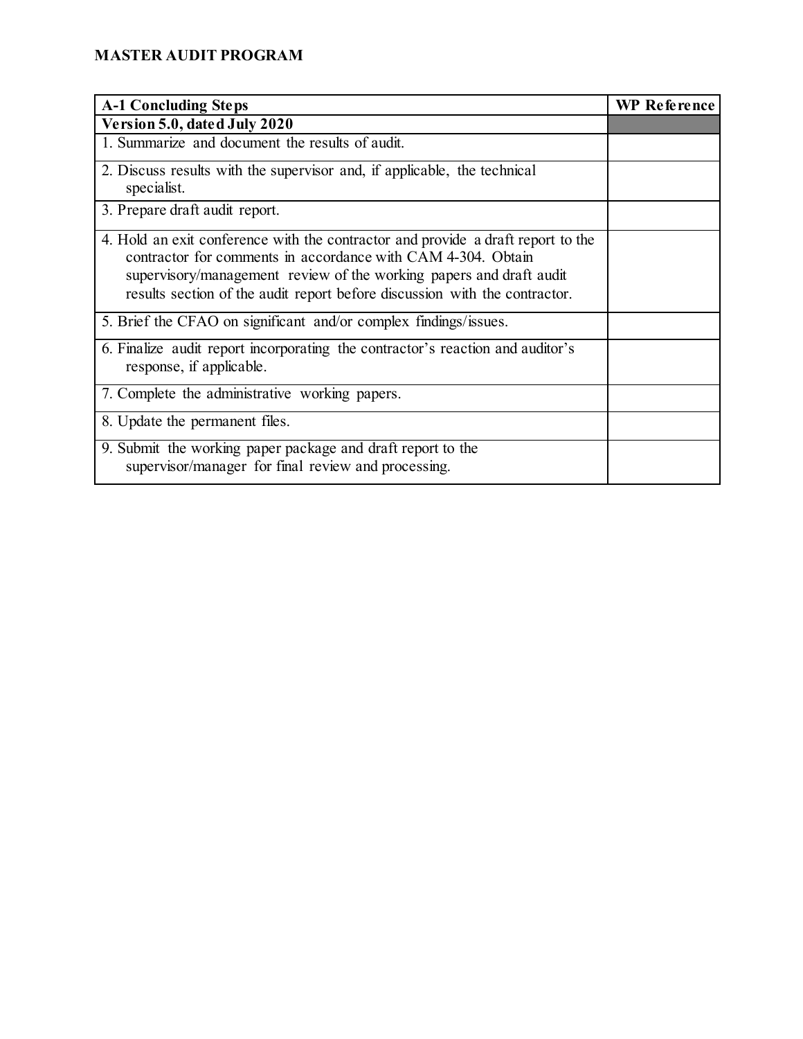**MASTER AUDIT PROGRAM**

| A-1 Concluding Steps | WP Reference |
|---|---|
| **Version 5.0, dated July 2020** | |
| 1. Summarize and document the results of audit. | |
| 2. Discuss results with the supervisor and, if applicable, the technical specialist. | |
| 3. Prepare draft audit report. | |
| 4. Hold an exit conference with the contractor and provide a draft report to the contractor for comments in accordance with CAM 4-304. Obtain supervisory/management review of the working papers and draft audit results section of the audit report before discussion with the contractor. | |
| 5. Brief the CFAO on significant and/or complex findings/issues. | |
| 6. Finalize audit report incorporating the contractor's reaction and auditor's response, if applicable. | |
| 7. Complete the administrative working papers. | |
| 8. Update the permanent files. | |
| 9. Submit the working paper package and draft report to the supervisor/manager for final review and processing. | |